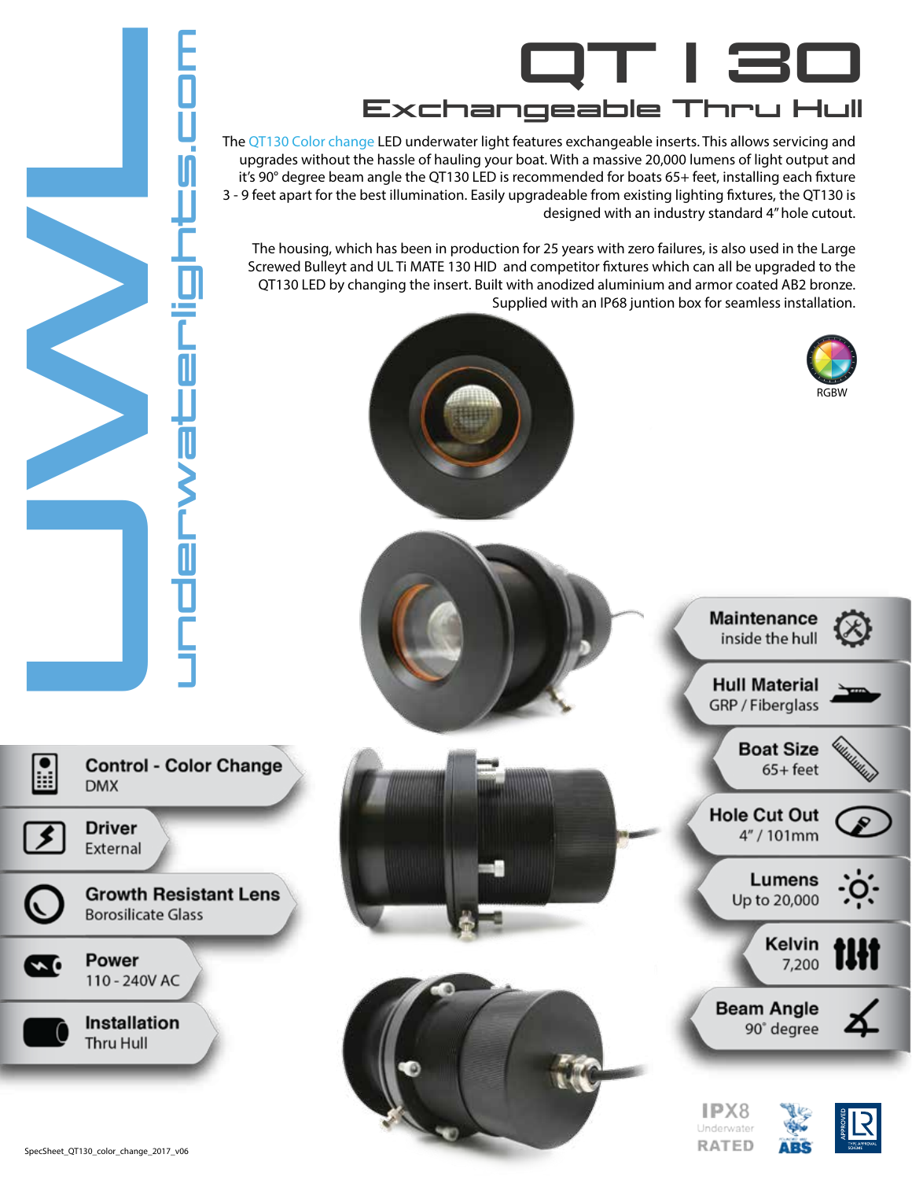# QT 130

## Exchangeable Thru Hull

The QT130 Color change LED underwater light features exchangeable inserts. This allows servicing and upgrades without the hassle of hauling your boat. With a massive 20,000 lumens of light output and it's 90° degree beam angle the QT130 LED is recommended for boats 65+ feet, installing each fixture 3 - 9 feet apart for the best illumination. Easily upgradeable from existing lighting fixtures, the QT130 is designed with an industry standard 4" hole cutout.

The housing, which has been in production for 25 years with zero failures, is also used in the Large Screwed Bulleyt and UL Ti MATE 130 HID and competitor fixtures which can all be upgraded to the QT130 LED by changing the insert. Built with anodized aluminium and armor coated AB2 bronze. Supplied with an IP68 juntion box for seamless installation.

RGBW

**Control - Color Change**
DMX

**Driver**
External

**Growth Resistant Lens**
Borosilicate Glass

**Power**
110 - 240V AC

**Installation**
Thru Hull

**Maintenance**
inside the hull

**Hull Material**
GRP / Fiberglass

**Boat Size**
65+ feet

**Hole Cut Out**
4" / 101mm

**Lumens**
Up to 20,000

**Kelvin**
7,200

**Beam Angle**
90° degree

IPX8 Underwater RATED

ABS

LR APPROVED

UWL underwaterlights.com

SpecSheet_QT130_color_change_2017_v06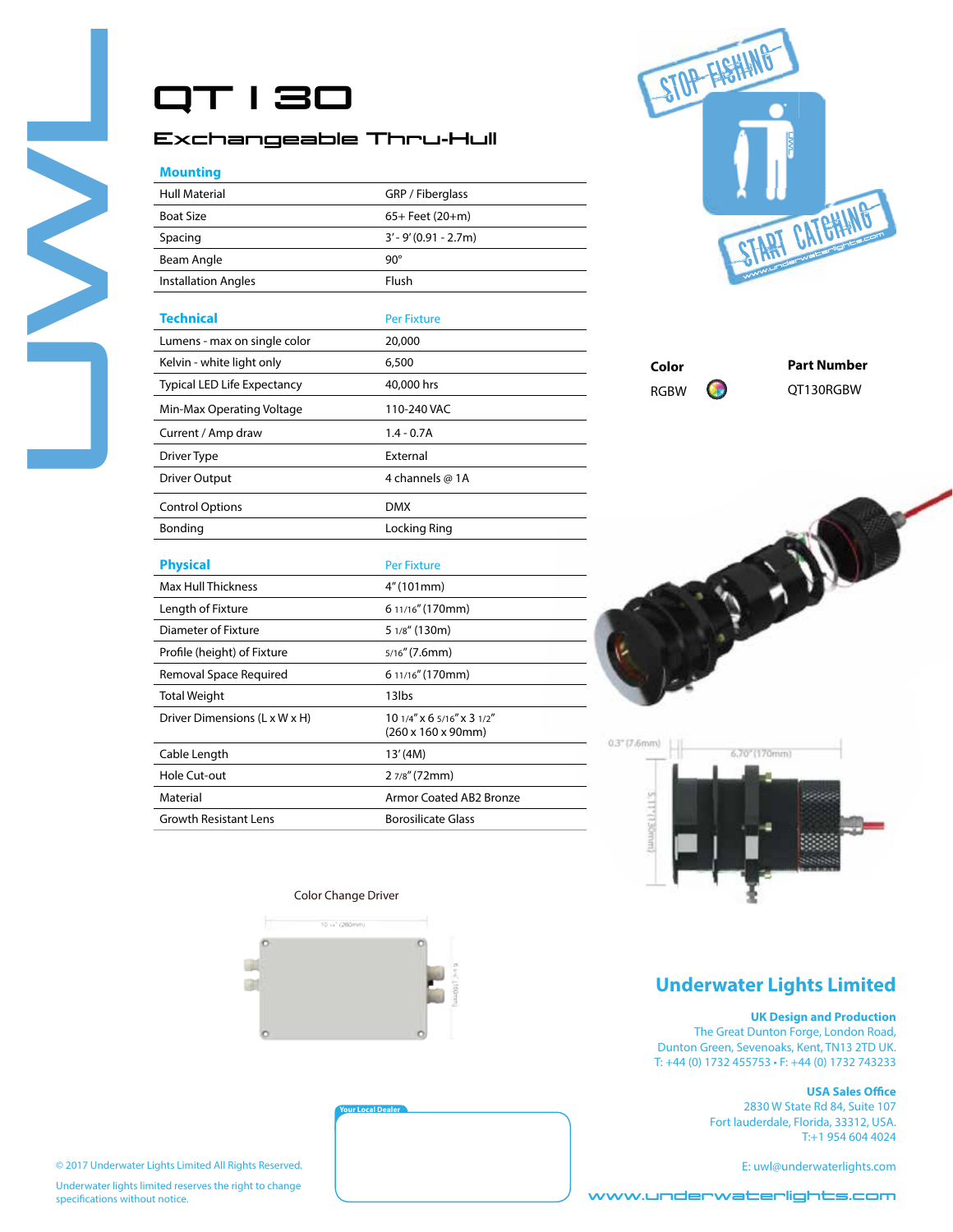# QT 130

## Exchangeable Thru-Hull

| Mounting | |
|---|---|
| Hull Material | GRP / Fiberglass |
| Boat Size | 65+ Feet (20+m) |
| Spacing | 3' - 9' (0.91 - 2.7m) |
| Beam Angle | 90° |
| Installation Angles | Flush |

| Technical | Per Fixture |
|---|---|
| Lumens - max on single color | 20,000 |
| Kelvin - white light only | 6,500 |
| Typical LED Life Expectancy | 40,000 hrs |
| Min-Max Operating Voltage | 110-240 VAC |
| Current / Amp draw | 1.4 - 0.7A |
| Driver Type | External |
| Driver Output | 4 channels @ 1A |
| Control Options | DMX |
| Bonding | Locking Ring |

| Physical | Per Fixture |
|---|---|
| Max Hull Thickness | 4" (101mm) |
| Length of Fixture | 6 11/16" (170mm) |
| Diameter of Fixture | 5 1/8" (130m) |
| Profile (height) of Fixture | 5/16" (7.6mm) |
| Removal Space Required | 6 11/16" (170mm) |
| Total Weight | 13lbs |
| Driver Dimensions (L x W x H) | 10 1/4" x 6 5/16" x 3 1/2" (260 x 160 x 90mm) |
| Cable Length | 13' (4M) |
| Hole Cut-out | 2 7/8" (72mm) |
| Material | Armor Coated AB2 Bronze |
| Growth Resistant Lens | Borosilicate Glass |

STOP FISHING START CATCHING www.underwaterlights.com

| Color | Part Number |
|---|---|
| RGBW | QT130RGBW |

0.3" (7.6mm)

6.70" (170mm)

5.11" (130mm)

Color Change Driver

10 1/4" (260mm)

6 5/16" (160mm)

Your Local Dealer

## Underwater Lights Limited

**UK Design and Production**
The Great Dunton Forge, London Road,
Dunton Green, Sevenoaks, Kent, TN13 2TD UK.
T: +44 (0) 1732 455753 • F: +44 (0) 1732 743233

**USA Sales Office**
2830 W State Rd 84, Suite 107
Fort lauderdale, Florida, 33312, USA.
T:+1 954 604 4024

E: uwl@underwaterlights.com

www.underwaterlights.com

© 2017 Underwater Lights Limited All Rights Reserved.

Underwater lights limited reserves the right to change specifications without notice.